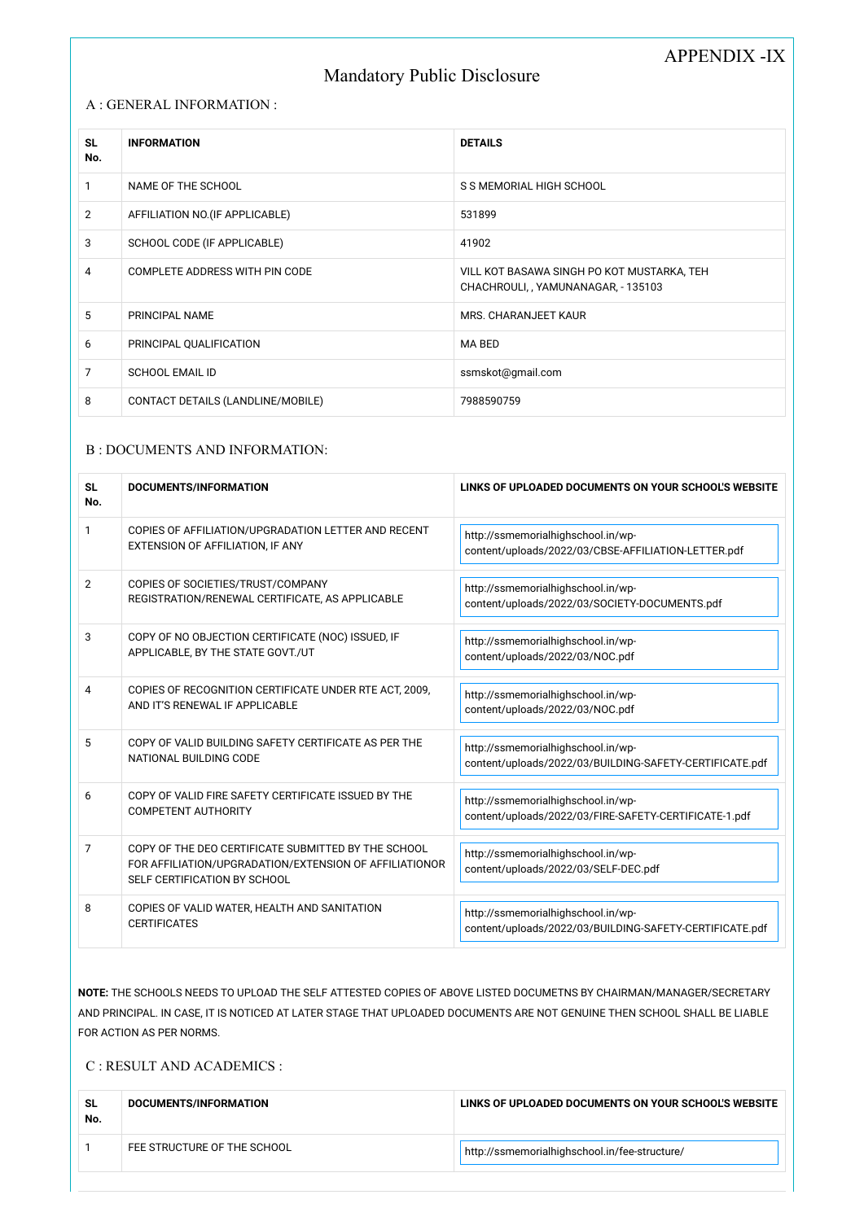APPENDIX -IX

# Mandatory Public Disclosure

## A : GENERAL INFORMATION :

| SL No. | INFORMATION | DETAILS |
|---|---|---|
| 1 | NAME OF THE SCHOOL | S S MEMORIAL HIGH SCHOOL |
| 2 | AFFILIATION NO.(IF APPLICABLE) | 531899 |
| 3 | SCHOOL CODE (IF APPLICABLE) | 41902 |
| 4 | COMPLETE ADDRESS WITH PIN CODE | VILL KOT BASAWA SINGH PO KOT MUSTARKA, TEH CHACHROULI, , YAMUNANAGAR, - 135103 |
| 5 | PRINCIPAL NAME | MRS. CHARANJEET KAUR |
| 6 | PRINCIPAL QUALIFICATION | MA BED |
| 7 | SCHOOL EMAIL ID | ssmskot@gmail.com |
| 8 | CONTACT DETAILS (LANDLINE/MOBILE) | 7988590759 |

## B : DOCUMENTS AND INFORMATION:

| SL No. | DOCUMENTS/INFORMATION | LINKS OF UPLOADED DOCUMENTS ON YOUR SCHOOL'S WEBSITE |
|---|---|---|
| 1 | COPIES OF AFFILIATION/UPGRADATION LETTER AND RECENT EXTENSION OF AFFILIATION, IF ANY | http://ssmemorialhighschool.in/wp-content/uploads/2022/03/CBSE-AFFILIATION-LETTER.pdf |
| 2 | COPIES OF SOCIETIES/TRUST/COMPANY REGISTRATION/RENEWAL CERTIFICATE, AS APPLICABLE | http://ssmemorialhighschool.in/wp-content/uploads/2022/03/SOCIETY-DOCUMENTS.pdf |
| 3 | COPY OF NO OBJECTION CERTIFICATE (NOC) ISSUED, IF APPLICABLE, BY THE STATE GOVT./UT | http://ssmemorialhighschool.in/wp-content/uploads/2022/03/NOC.pdf |
| 4 | COPIES OF RECOGNITION CERTIFICATE UNDER RTE ACT, 2009, AND IT'S RENEWAL IF APPLICABLE | http://ssmemorialhighschool.in/wp-content/uploads/2022/03/NOC.pdf |
| 5 | COPY OF VALID BUILDING SAFETY CERTIFICATE AS PER THE NATIONAL BUILDING CODE | http://ssmemorialhighschool.in/wp-content/uploads/2022/03/BUILDING-SAFETY-CERTIFICATE.pdf |
| 6 | COPY OF VALID FIRE SAFETY CERTIFICATE ISSUED BY THE COMPETENT AUTHORITY | http://ssmemorialhighschool.in/wp-content/uploads/2022/03/FIRE-SAFETY-CERTIFICATE-1.pdf |
| 7 | COPY OF THE DEO CERTIFICATE SUBMITTED BY THE SCHOOL FOR AFFILIATION/UPGRADATION/EXTENSION OF AFFILIATIONOR SELF CERTIFICATION BY SCHOOL | http://ssmemorialhighschool.in/wp-content/uploads/2022/03/SELF-DEC.pdf |
| 8 | COPIES OF VALID WATER, HEALTH AND SANITATION CERTIFICATES | http://ssmemorialhighschool.in/wp-content/uploads/2022/03/BUILDING-SAFETY-CERTIFICATE.pdf |

**NOTE:** THE SCHOOLS NEEDS TO UPLOAD THE SELF ATTESTED COPIES OF ABOVE LISTED DOCUMETNS BY CHAIRMAN/MANAGER/SECRETARY AND PRINCIPAL. IN CASE, IT IS NOTICED AT LATER STAGE THAT UPLOADED DOCUMENTS ARE NOT GENUINE THEN SCHOOL SHALL BE LIABLE FOR ACTION AS PER NORMS.

## C : RESULT AND ACADEMICS :

| SL No. | DOCUMENTS/INFORMATION | LINKS OF UPLOADED DOCUMENTS ON YOUR SCHOOL'S WEBSITE |
|---|---|---|
| 1 | FEE STRUCTURE OF THE SCHOOL | http://ssmemorialhighschool.in/fee-structure/ |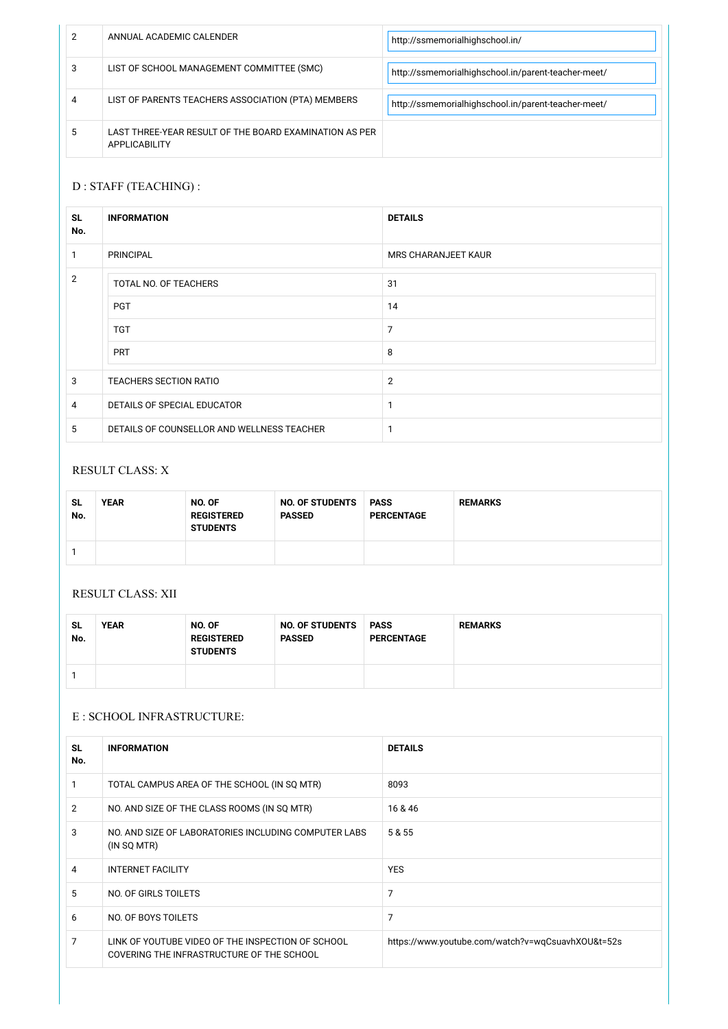| | | |
|---|---|---|
| 2 | ANNUAL ACADEMIC CALENDER | http://ssmemorialhighschool.in/ |
| 3 | LIST OF SCHOOL MANAGEMENT COMMITTEE (SMC) | http://ssmemorialhighschool.in/parent-teacher-meet/ |
| 4 | LIST OF PARENTS TEACHERS ASSOCIATION (PTA) MEMBERS | http://ssmemorialhighschool.in/parent-teacher-meet/ |
| 5 | LAST THREE-YEAR RESULT OF THE BOARD EXAMINATION AS PER APPLICABILITY | |

## D : STAFF (TEACHING) :

| SL No. | INFORMATION | DETAILS |
|---|---|---|
| 1 | PRINCIPAL | MRS CHARANJEET KAUR |
| 2 | TOTAL NO. OF TEACHERS | 31 |
| | PGT | 14 |
| | TGT | 7 |
| | PRT | 8 |
| 3 | TEACHERS SECTION RATIO | 2 |
| 4 | DETAILS OF SPECIAL EDUCATOR | 1 |
| 5 | DETAILS OF COUNSELLOR AND WELLNESS TEACHER | 1 |

## RESULT CLASS: X

| SL No. | YEAR | NO. OF REGISTERED STUDENTS | NO. OF STUDENTS PASSED | PASS PERCENTAGE | REMARKS |
|---|---|---|---|---|---|
| 1 | | | | | |

## RESULT CLASS: XII

| SL No. | YEAR | NO. OF REGISTERED STUDENTS | NO. OF STUDENTS PASSED | PASS PERCENTAGE | REMARKS |
|---|---|---|---|---|---|
| 1 | | | | | |

## E : SCHOOL INFRASTRUCTURE:

| SL No. | INFORMATION | DETAILS |
|---|---|---|
| 1 | TOTAL CAMPUS AREA OF THE SCHOOL (IN SQ MTR) | 8093 |
| 2 | NO. AND SIZE OF THE CLASS ROOMS (IN SQ MTR) | 16 & 46 |
| 3 | NO. AND SIZE OF LABORATORIES INCLUDING COMPUTER LABS (IN SQ MTR) | 5 & 55 |
| 4 | INTERNET FACILITY | YES |
| 5 | NO. OF GIRLS TOILETS | 7 |
| 6 | NO. OF BOYS TOILETS | 7 |
| 7 | LINK OF YOUTUBE VIDEO OF THE INSPECTION OF SCHOOL COVERING THE INFRASTRUCTURE OF THE SCHOOL | https://www.youtube.com/watch?v=wqCsuavhXOU&t=52s |